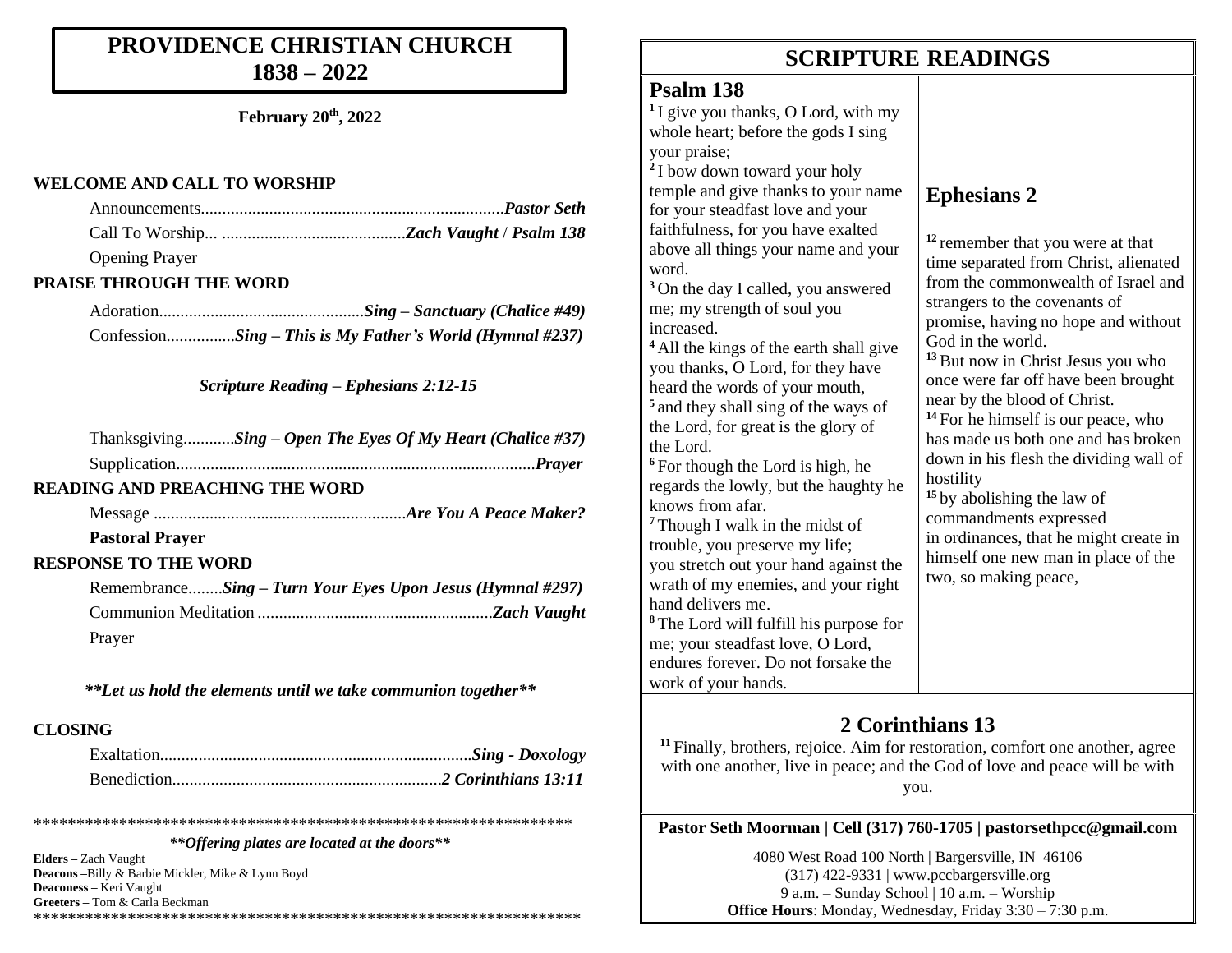# PROVIDENCE CHRISTIAN CHURCH
# 1838 – 2022

**February 20th, 2022**

**WELCOME AND CALL TO WORSHIP**

Announcements....................................................................*Pastor Seth*

Call To Worship... ..........................................*Zach Vaught* / *Psalm 138*

Opening Prayer

**PRAISE THROUGH THE WORD**

Adoration...............................................*Sing – Sanctuary (Chalice #49)*

Confession................*Sing – This is My Father's World (Hymnal #237)*

*Scripture Reading – Ephesians 2:12-15*

Thanksgiving............*Sing – Open The Eyes Of My Heart (Chalice #37)*

Supplication...................................................................................*Prayer*

**READING AND PREACHING THE WORD**

Message ..........................................................*Are You A Peace Maker?*

**Pastoral Prayer**

**RESPONSE TO THE WORD**

Remembrance........*Sing – Turn Your Eyes Upon Jesus (Hymnal #297)*

Communion Meditation ......................................................*Zach Vaught*

Prayer

***\*\*Let us hold the elements until we take communion together\*\****

**CLOSING**

Exaltation........................................................................*Sing - Doxology*

Benediction..............................................................*2 Corinthians 13:11*

******************************************************************

***\*\*Offering plates are located at the doors\*\****

**Elders –** Zach Vaught
**Deacons –**Billy & Barbie Mickler, Mike & Lynn Boyd
**Deaconess –** Keri Vaught
**Greeters –** Tom & Carla Beckman

******************************************************************

## SCRIPTURE READINGS

### Psalm 138

[1] I give you thanks, O Lord, with my whole heart; before the gods I sing your praise;
[2] I bow down toward your holy temple and give thanks to your name for your steadfast love and your faithfulness, for you have exalted above all things your name and your word.
[3] On the day I called, you answered me; my strength of soul you increased.
[4] All the kings of the earth shall give you thanks, O Lord, for they have heard the words of your mouth,
[5] and they shall sing of the ways of the Lord, for great is the glory of the Lord.
[6] For though the Lord is high, he regards the lowly, but the haughty he knows from afar.
[7] Though I walk in the midst of trouble, you preserve my life; you stretch out your hand against the wrath of my enemies, and your right hand delivers me.
[8] The Lord will fulfill his purpose for me; your steadfast love, O Lord, endures forever. Do not forsake the work of your hands.

### Ephesians 2

[12] remember that you were at that time separated from Christ, alienated from the commonwealth of Israel and strangers to the covenants of promise, having no hope and without God in the world.
[13] But now in Christ Jesus you who once were far off have been brought near by the blood of Christ.
[14] For he himself is our peace, who has made us both one and has broken down in his flesh the dividing wall of hostility
[15] by abolishing the law of commandments expressed in ordinances, that he might create in himself one new man in place of the two, so making peace,

### 2 Corinthians 13

[11] Finally, brothers, rejoice. Aim for restoration, comfort one another, agree with one another, live in peace; and the God of love and peace will be with you.

**Pastor Seth Moorman | Cell (317) 760-1705 | pastorsethpcc@gmail.com**

4080 West Road 100 North | Bargersville, IN 46106
(317) 422-9331 | www.pccbargersville.org
9 a.m. – Sunday School | 10 a.m. – Worship
**Office Hours**: Monday, Wednesday, Friday 3:30 – 7:30 p.m.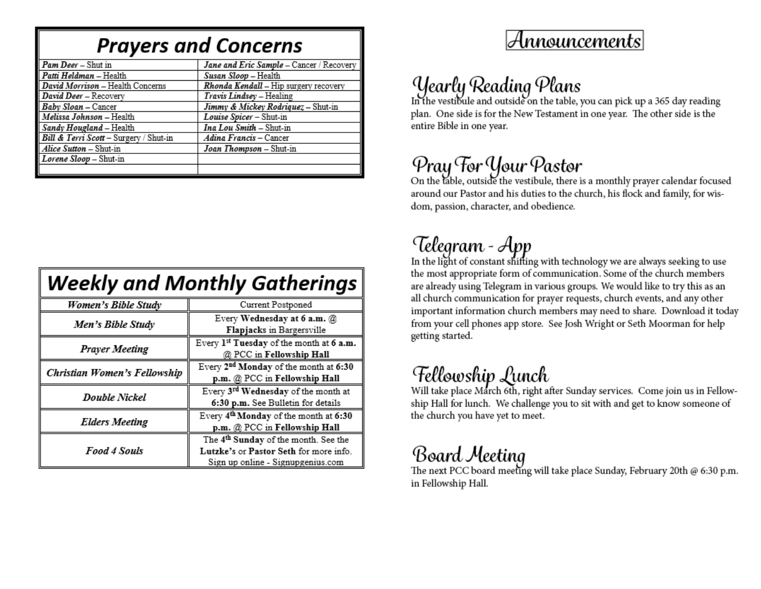## Prayers and Concerns

| | |
|---|---|
| *Pam Deer* – Shut in | *Jane and Eric Sample* – Cancer / Recovery |
| *Patti Heldman* – Health | *Susan Sloop* – Health |
| *David Morrison* – Health Concerns | *Rhonda Kendall* – Hip surgery recovery |
| *David Deer* – Recovery | *Travis Lindsey* – Healing |
| *Baby Sloan* – Cancer | *Jimmy & Mickey Rodriquez* – Shut-in |
| *Melissa Johnson* – Health | *Louise Spicer* – Shut-in |
| *Sandy Hougland* – Health | *Ina Lou Smith* – Shut-in |
| *Bill & Terri Scott* – Surgery / Shut-in | *Adina Francis* – Cancer |
| *Alice Sutton* – Shut-in | *Joan Thompson* – Shut-in |
| *Lorene Sloop* – Shut-in | |
| | |

## Weekly and Monthly Gatherings

| | |
|---|---|
| ***Women's Bible Study*** | Current Postponed |
| ***Men's Bible Study*** | Every **Wednesday at 6 a.m.** @ **Flapjacks** in Bargersville |
| ***Prayer Meeting*** | Every 1st **Tuesday** of the month at **6 a.m.** @ PCC in **Fellowship Hall** |
| ***Christian Women's Fellowship*** | Every 2nd **Monday** of the month at **6:30 p.m.** @ PCC in **Fellowship Hall** |
| ***Double Nickel*** | Every 3rd **Wednesday** of the month at **6:30 p.m.** See Bulletin for details |
| ***Elders Meeting*** | Every 4th **Monday** of the month at **6:30 p.m.** @ PCC in **Fellowship Hall** |
| ***Food 4 Souls*** | The 4th **Sunday** of the month. See the **Lutzke's** or **Pastor Seth** for more info. Sign up online - Signupgenius.com |

# Announcements

## Yearly Reading Plans

In the vestibule and outside on the table, you can pick up a 365 day reading plan. One side is for the New Testament in one year. The other side is the entire Bible in one year.

## Pray For Your Pastor

On the table, outside the vestibule, there is a monthly prayer calendar focused around our Pastor and his duties to the church, his flock and family, for wisdom, passion, character, and obedience.

## Telegram - App

In the light of constant shifting with technology we are always seeking to use the most appropriate form of communication. Some of the church members are already using Telegram in various groups. We would like to try this as an all church communication for prayer requests, church events, and any other important information church members may need to share. Download it today from your cell phones app store. See Josh Wright or Seth Moorman for help getting started.

## Fellowship Lunch

Will take place March 6th, right after Sunday services. Come join us in Fellowship Hall for lunch. We challenge you to sit with and get to know someone of the church you have yet to meet.

## Board Meeting

The next PCC board meeting will take place Sunday, February 20th @ 6:30 p.m. in Fellowship Hall.